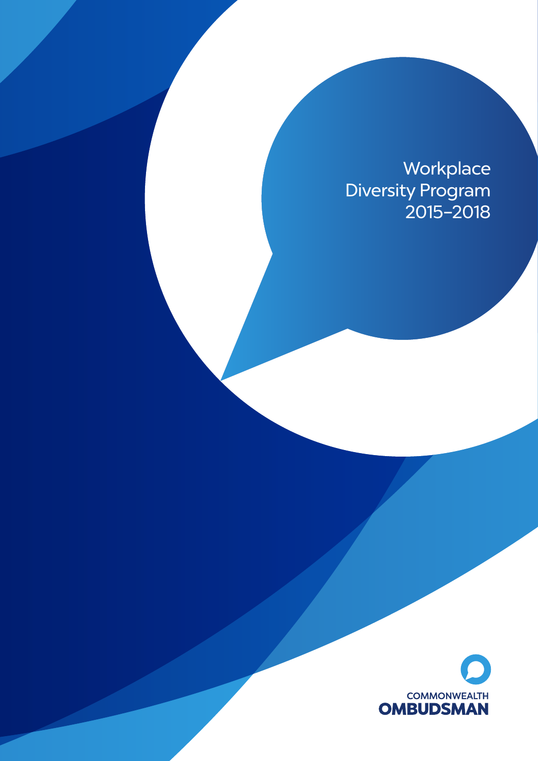# Workplace Diversity Program 2015–2018

COMMONWEALTH
OMBUDSMAN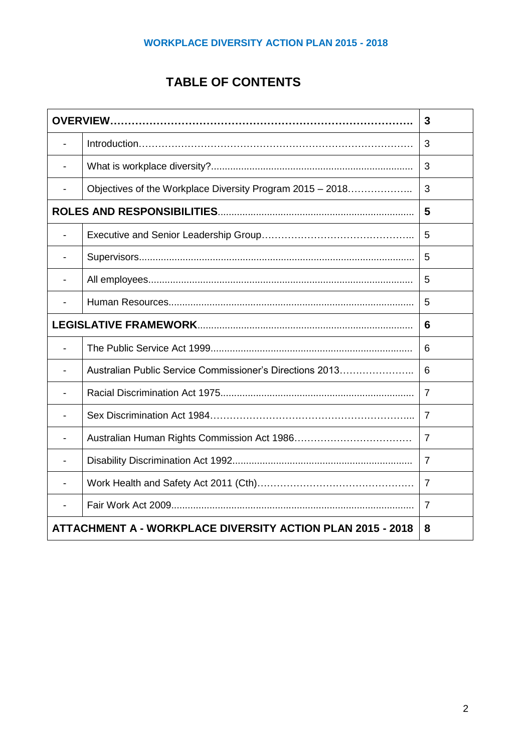# TABLE OF CONTENTS

| | | |
|---|---|---|
| **OVERVIEW……………………………………………………………………….** | | **3** |
| - | Introduction……………………………………………………………………… | 3 |
| - | What is workplace diversity?......................................................................... | 3 |
| - | Objectives of the Workplace Diversity Program 2015 – 2018……………….. | 3 |
| **ROLES AND RESPONSIBILITIES**...................................................................... | | **5** |
| - | Executive and Senior Leadership Group……………………………………….. | 5 |
| - | Supervisors.................................................................................................... | 5 |
| - | All employees................................................................................................ | 5 |
| - | Human Resources......................................................................................... | 5 |
| **LEGISLATIVE FRAMEWORK**.............................................................................. | | **6** |
| - | The Public Service Act 1999......................................................................... | 6 |
| - | Australian Public Service Commissioner's Directions 2013………………….. | 6 |
| - | Racial Discrimination Act 1975...................................................................... | 7 |
| - | Sex Discrimination Act 1984………………………………………………….. | 7 |
| - | Australian Human Rights Commission Act 1986……………………………… | 7 |
| - | Disability Discrimination Act 1992................................................................. | 7 |
| - | Work Health and Safety Act 2011 (Cth)………………………………………… | 7 |
| - | Fair Work Act 2009........................................................................................ | 7 |
| **ATTACHMENT A - WORKPLACE DIVERSITY ACTION PLAN 2015 - 2018** | | **8** |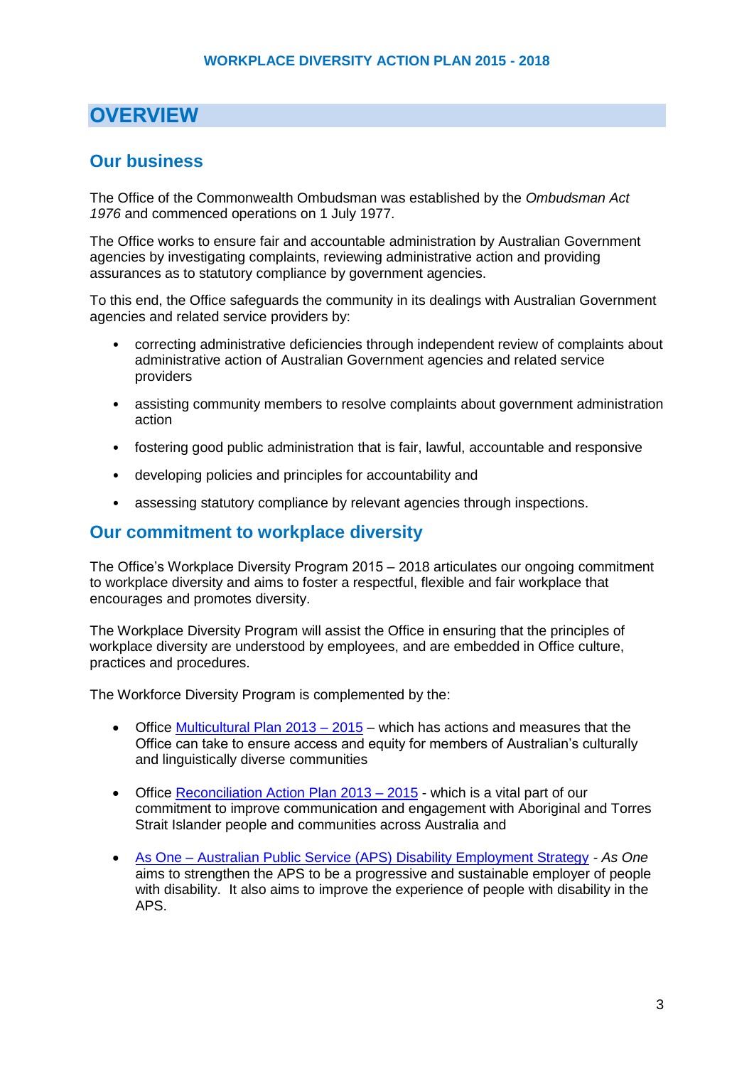# OVERVIEW

## Our business

The Office of the Commonwealth Ombudsman was established by the *Ombudsman Act 1976* and commenced operations on 1 July 1977.

The Office works to ensure fair and accountable administration by Australian Government agencies by investigating complaints, reviewing administrative action and providing assurances as to statutory compliance by government agencies.

To this end, the Office safeguards the community in its dealings with Australian Government agencies and related service providers by:

- correcting administrative deficiencies through independent review of complaints about administrative action of Australian Government agencies and related service providers
- assisting community members to resolve complaints about government administration action
- fostering good public administration that is fair, lawful, accountable and responsive
- developing policies and principles for accountability and
- assessing statutory compliance by relevant agencies through inspections.

## Our commitment to workplace diversity

The Office's Workplace Diversity Program 2015 – 2018 articulates our ongoing commitment to workplace diversity and aims to foster a respectful, flexible and fair workplace that encourages and promotes diversity.

The Workplace Diversity Program will assist the Office in ensuring that the principles of workplace diversity are understood by employees, and are embedded in Office culture, practices and procedures.

The Workforce Diversity Program is complemented by the:

- Office Multicultural Plan 2013 – 2015 – which has actions and measures that the Office can take to ensure access and equity for members of Australian's culturally and linguistically diverse communities
- Office Reconciliation Action Plan 2013 – 2015 - which is a vital part of our commitment to improve communication and engagement with Aboriginal and Torres Strait Islander people and communities across Australia and
- As One – Australian Public Service (APS) Disability Employment Strategy - *As One* aims to strengthen the APS to be a progressive and sustainable employer of people with disability. It also aims to improve the experience of people with disability in the APS.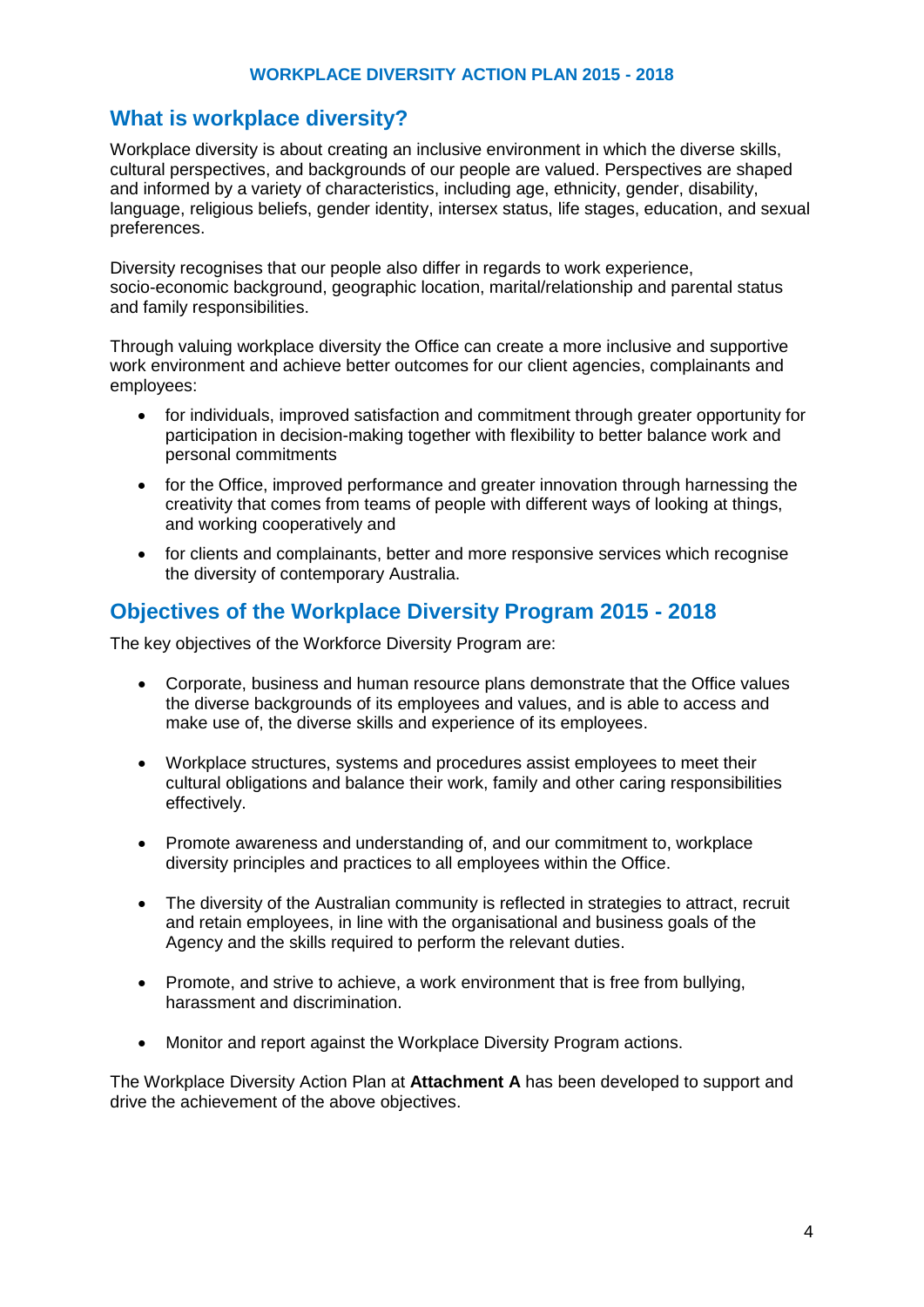## What is workplace diversity?

Workplace diversity is about creating an inclusive environment in which the diverse skills, cultural perspectives, and backgrounds of our people are valued. Perspectives are shaped and informed by a variety of characteristics, including age, ethnicity, gender, disability, language, religious beliefs, gender identity, intersex status, life stages, education, and sexual preferences.

Diversity recognises that our people also differ in regards to work experience, socio-economic background, geographic location, marital/relationship and parental status and family responsibilities.

Through valuing workplace diversity the Office can create a more inclusive and supportive work environment and achieve better outcomes for our client agencies, complainants and employees:

- for individuals, improved satisfaction and commitment through greater opportunity for participation in decision-making together with flexibility to better balance work and personal commitments
- for the Office, improved performance and greater innovation through harnessing the creativity that comes from teams of people with different ways of looking at things, and working cooperatively and
- for clients and complainants, better and more responsive services which recognise the diversity of contemporary Australia.

## Objectives of the Workplace Diversity Program 2015 - 2018

The key objectives of the Workforce Diversity Program are:

- Corporate, business and human resource plans demonstrate that the Office values the diverse backgrounds of its employees and values, and is able to access and make use of, the diverse skills and experience of its employees.
- Workplace structures, systems and procedures assist employees to meet their cultural obligations and balance their work, family and other caring responsibilities effectively.
- Promote awareness and understanding of, and our commitment to, workplace diversity principles and practices to all employees within the Office.
- The diversity of the Australian community is reflected in strategies to attract, recruit and retain employees, in line with the organisational and business goals of the Agency and the skills required to perform the relevant duties.
- Promote, and strive to achieve, a work environment that is free from bullying, harassment and discrimination.
- Monitor and report against the Workplace Diversity Program actions.

The Workplace Diversity Action Plan at **Attachment A** has been developed to support and drive the achievement of the above objectives.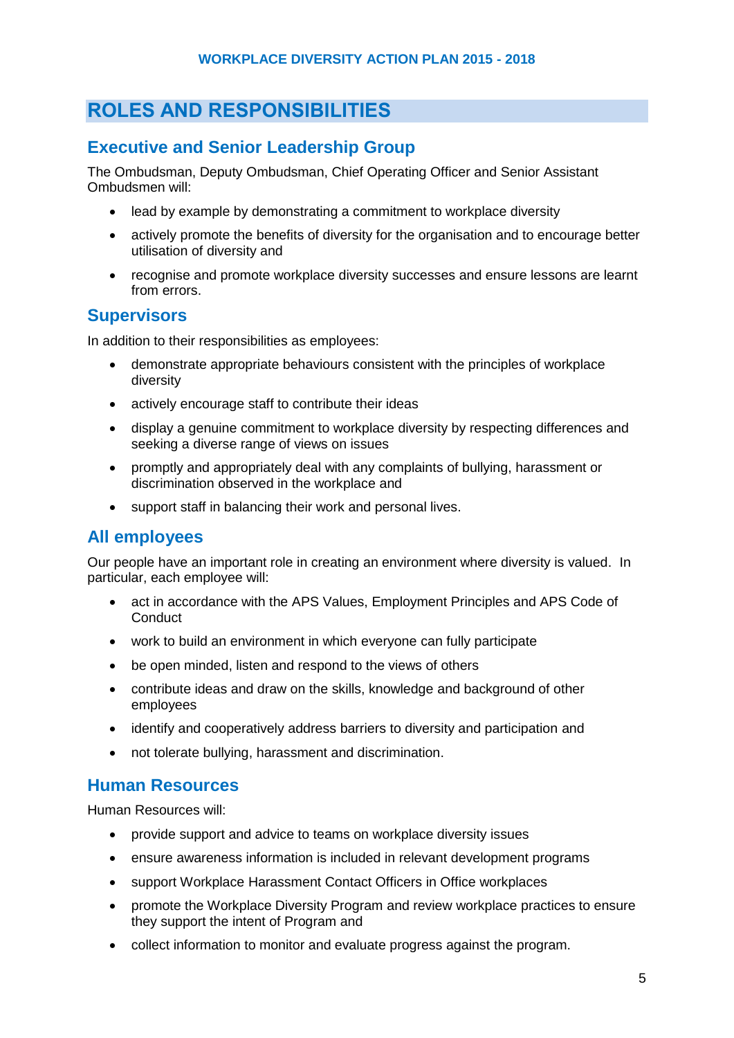# ROLES AND RESPONSIBILITIES

## Executive and Senior Leadership Group

The Ombudsman, Deputy Ombudsman, Chief Operating Officer and Senior Assistant Ombudsmen will:

- lead by example by demonstrating a commitment to workplace diversity
- actively promote the benefits of diversity for the organisation and to encourage better utilisation of diversity and
- recognise and promote workplace diversity successes and ensure lessons are learnt from errors.

## Supervisors

In addition to their responsibilities as employees:

- demonstrate appropriate behaviours consistent with the principles of workplace diversity
- actively encourage staff to contribute their ideas
- display a genuine commitment to workplace diversity by respecting differences and seeking a diverse range of views on issues
- promptly and appropriately deal with any complaints of bullying, harassment or discrimination observed in the workplace and
- support staff in balancing their work and personal lives.

## All employees

Our people have an important role in creating an environment where diversity is valued. In particular, each employee will:

- act in accordance with the APS Values, Employment Principles and APS Code of Conduct
- work to build an environment in which everyone can fully participate
- be open minded, listen and respond to the views of others
- contribute ideas and draw on the skills, knowledge and background of other employees
- identify and cooperatively address barriers to diversity and participation and
- not tolerate bullying, harassment and discrimination.

## Human Resources

Human Resources will:

- provide support and advice to teams on workplace diversity issues
- ensure awareness information is included in relevant development programs
- support Workplace Harassment Contact Officers in Office workplaces
- promote the Workplace Diversity Program and review workplace practices to ensure they support the intent of Program and
- collect information to monitor and evaluate progress against the program.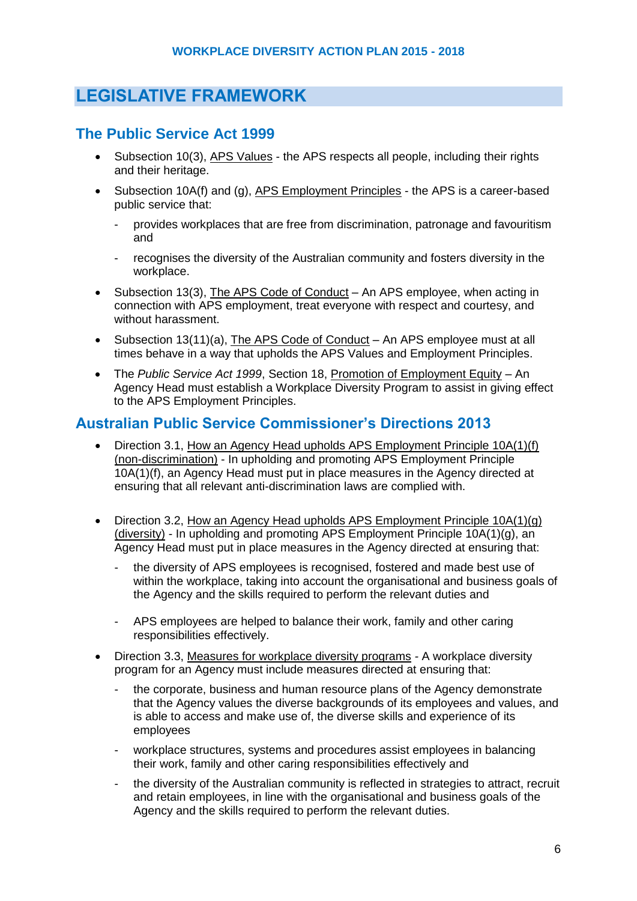# LEGISLATIVE FRAMEWORK

## The Public Service Act 1999

- Subsection 10(3), APS Values - the APS respects all people, including their rights and their heritage.
- Subsection 10A(f) and (g), APS Employment Principles - the APS is a career-based public service that:
    - provides workplaces that are free from discrimination, patronage and favouritism and
    - recognises the diversity of the Australian community and fosters diversity in the workplace.
- Subsection 13(3), The APS Code of Conduct – An APS employee, when acting in connection with APS employment, treat everyone with respect and courtesy, and without harassment.
- Subsection 13(11)(a), The APS Code of Conduct – An APS employee must at all times behave in a way that upholds the APS Values and Employment Principles.
- The *Public Service Act 1999*, Section 18, Promotion of Employment Equity – An Agency Head must establish a Workplace Diversity Program to assist in giving effect to the APS Employment Principles.

## Australian Public Service Commissioner's Directions 2013

- Direction 3.1, How an Agency Head upholds APS Employment Principle 10A(1)(f) (non-discrimination) - In upholding and promoting APS Employment Principle 10A(1)(f), an Agency Head must put in place measures in the Agency directed at ensuring that all relevant anti-discrimination laws are complied with.
- Direction 3.2, How an Agency Head upholds APS Employment Principle 10A(1)(g) (diversity) - In upholding and promoting APS Employment Principle 10A(1)(g), an Agency Head must put in place measures in the Agency directed at ensuring that:
    - the diversity of APS employees is recognised, fostered and made best use of within the workplace, taking into account the organisational and business goals of the Agency and the skills required to perform the relevant duties and
    - APS employees are helped to balance their work, family and other caring responsibilities effectively.
- Direction 3.3, Measures for workplace diversity programs - A workplace diversity program for an Agency must include measures directed at ensuring that:
    - the corporate, business and human resource plans of the Agency demonstrate that the Agency values the diverse backgrounds of its employees and values, and is able to access and make use of, the diverse skills and experience of its employees
    - workplace structures, systems and procedures assist employees in balancing their work, family and other caring responsibilities effectively and
    - the diversity of the Australian community is reflected in strategies to attract, recruit and retain employees, in line with the organisational and business goals of the Agency and the skills required to perform the relevant duties.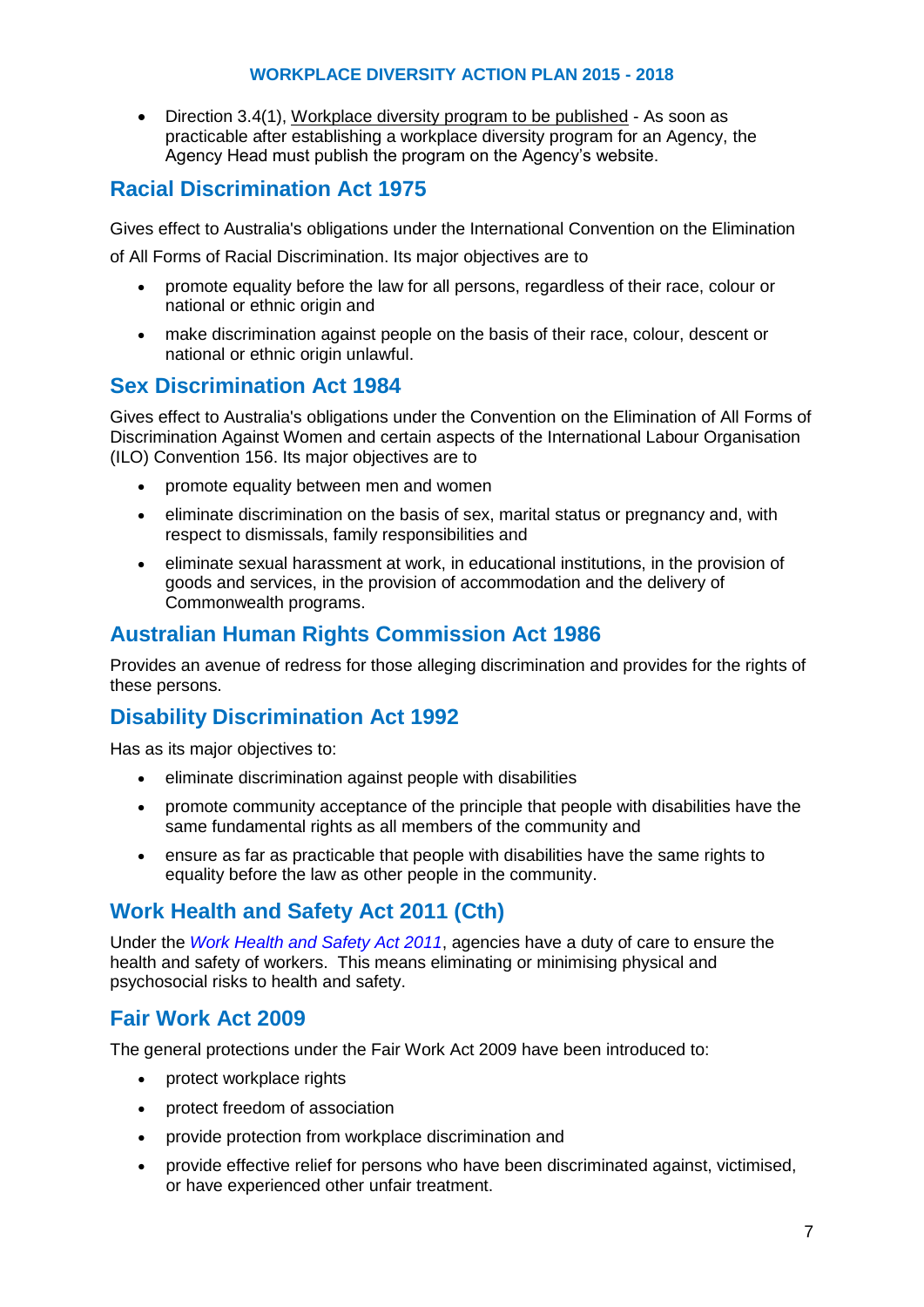- Direction 3.4(1), Workplace diversity program to be published - As soon as practicable after establishing a workplace diversity program for an Agency, the Agency Head must publish the program on the Agency's website.

## Racial Discrimination Act 1975

Gives effect to Australia's obligations under the International Convention on the Elimination of All Forms of Racial Discrimination. Its major objectives are to

- promote equality before the law for all persons, regardless of their race, colour or national or ethnic origin and
- make discrimination against people on the basis of their race, colour, descent or national or ethnic origin unlawful.

## Sex Discrimination Act 1984

Gives effect to Australia's obligations under the Convention on the Elimination of All Forms of Discrimination Against Women and certain aspects of the International Labour Organisation (ILO) Convention 156. Its major objectives are to

- promote equality between men and women
- eliminate discrimination on the basis of sex, marital status or pregnancy and, with respect to dismissals, family responsibilities and
- eliminate sexual harassment at work, in educational institutions, in the provision of goods and services, in the provision of accommodation and the delivery of Commonwealth programs.

## Australian Human Rights Commission Act 1986

Provides an avenue of redress for those alleging discrimination and provides for the rights of these persons.

## Disability Discrimination Act 1992

Has as its major objectives to:

- eliminate discrimination against people with disabilities
- promote community acceptance of the principle that people with disabilities have the same fundamental rights as all members of the community and
- ensure as far as practicable that people with disabilities have the same rights to equality before the law as other people in the community.

## Work Health and Safety Act 2011 (Cth)

Under the *Work Health and Safety Act 2011*, agencies have a duty of care to ensure the health and safety of workers. This means eliminating or minimising physical and psychosocial risks to health and safety.

## Fair Work Act 2009

The general protections under the Fair Work Act 2009 have been introduced to:

- protect workplace rights
- protect freedom of association
- provide protection from workplace discrimination and
- provide effective relief for persons who have been discriminated against, victimised, or have experienced other unfair treatment.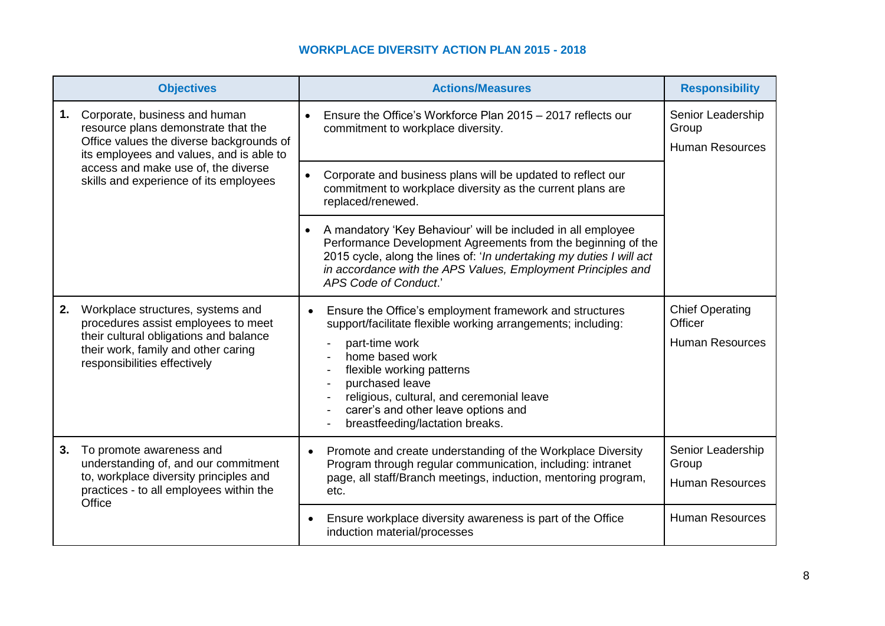## WORKPLACE DIVERSITY ACTION PLAN 2015 - 2018

| Objectives | Actions/Measures | Responsibility |
|---|---|---|
| **1.** Corporate, business and human resource plans demonstrate that the Office values the diverse backgrounds of its employees and values, and is able to access and make use of, the diverse skills and experience of its employees | • Ensure the Office's Workforce Plan 2015 – 2017 reflects our commitment to workplace diversity. | Senior Leadership Group<br><br>Human Resources |
| | • Corporate and business plans will be updated to reflect our commitment to workplace diversity as the current plans are replaced/renewed. | |
| | • A mandatory 'Key Behaviour' will be included in all employee Performance Development Agreements from the beginning of the 2015 cycle, along the lines of: '*In undertaking my duties I will act in accordance with the APS Values, Employment Principles and APS Code of Conduct*.' | |
| **2.** Workplace structures, systems and procedures assist employees to meet their cultural obligations and balance their work, family and other caring responsibilities effectively | • Ensure the Office's employment framework and structures support/facilitate flexible working arrangements; including:<br>- part-time work<br>- home based work<br>- flexible working patterns<br>- purchased leave<br>- religious, cultural, and ceremonial leave<br>- carer's and other leave options and<br>- breastfeeding/lactation breaks. | Chief Operating Officer<br><br>Human Resources |
| **3.** To promote awareness and understanding of, and our commitment to, workplace diversity principles and practices - to all employees within the Office | • Promote and create understanding of the Workplace Diversity Program through regular communication, including: intranet page, all staff/Branch meetings, induction, mentoring program, etc. | Senior Leadership Group<br><br>Human Resources |
| | • Ensure workplace diversity awareness is part of the Office induction material/processes | Human Resources |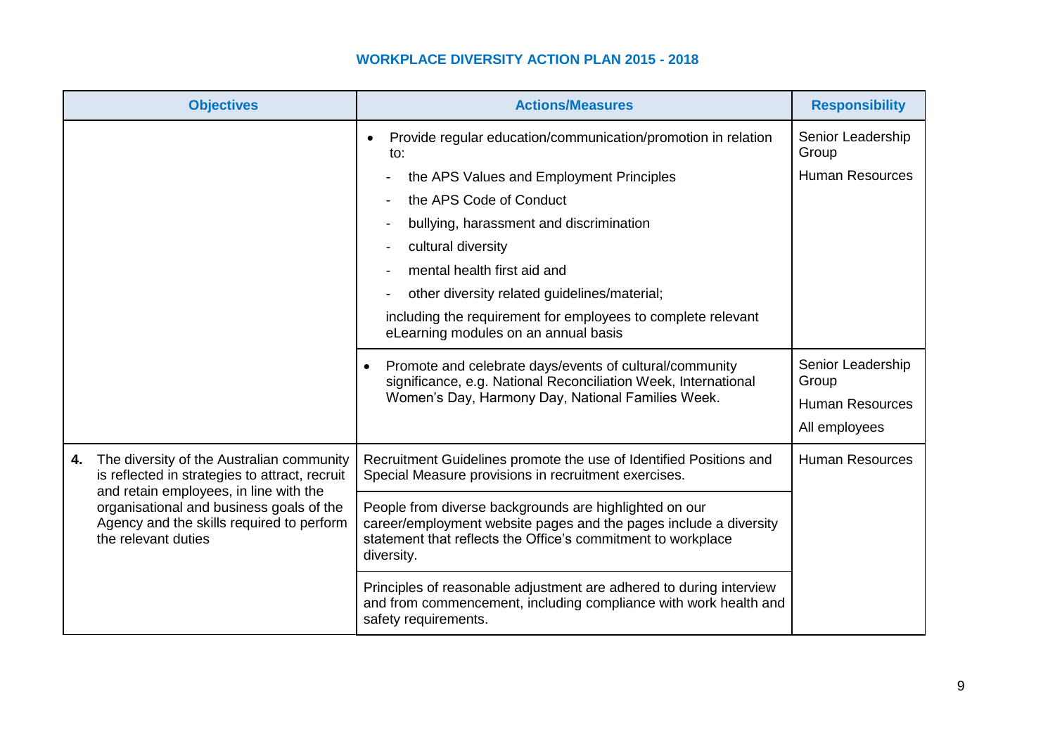**WORKPLACE DIVERSITY ACTION PLAN 2015 - 2018**

| Objectives | Actions/Measures | Responsibility |
|---|---|---|
| | • Provide regular education/communication/promotion in relation to:<br>- the APS Values and Employment Principles<br>- the APS Code of Conduct<br>- bullying, harassment and discrimination<br>- cultural diversity<br>- mental health first aid and<br>- other diversity related guidelines/material;<br>including the requirement for employees to complete relevant eLearning modules on an annual basis | Senior Leadership Group<br>Human Resources |
| | • Promote and celebrate days/events of cultural/community significance, e.g. National Reconciliation Week, International Women's Day, Harmony Day, National Families Week. | Senior Leadership Group<br>Human Resources<br>All employees |
| **4.** The diversity of the Australian community is reflected in strategies to attract, recruit and retain employees, in line with the organisational and business goals of the Agency and the skills required to perform the relevant duties | Recruitment Guidelines promote the use of Identified Positions and Special Measure provisions in recruitment exercises. | Human Resources |
| | People from diverse backgrounds are highlighted on our career/employment website pages and the pages include a diversity statement that reflects the Office's commitment to workplace diversity. | |
| | Principles of reasonable adjustment are adhered to during interview and from commencement, including compliance with work health and safety requirements. | |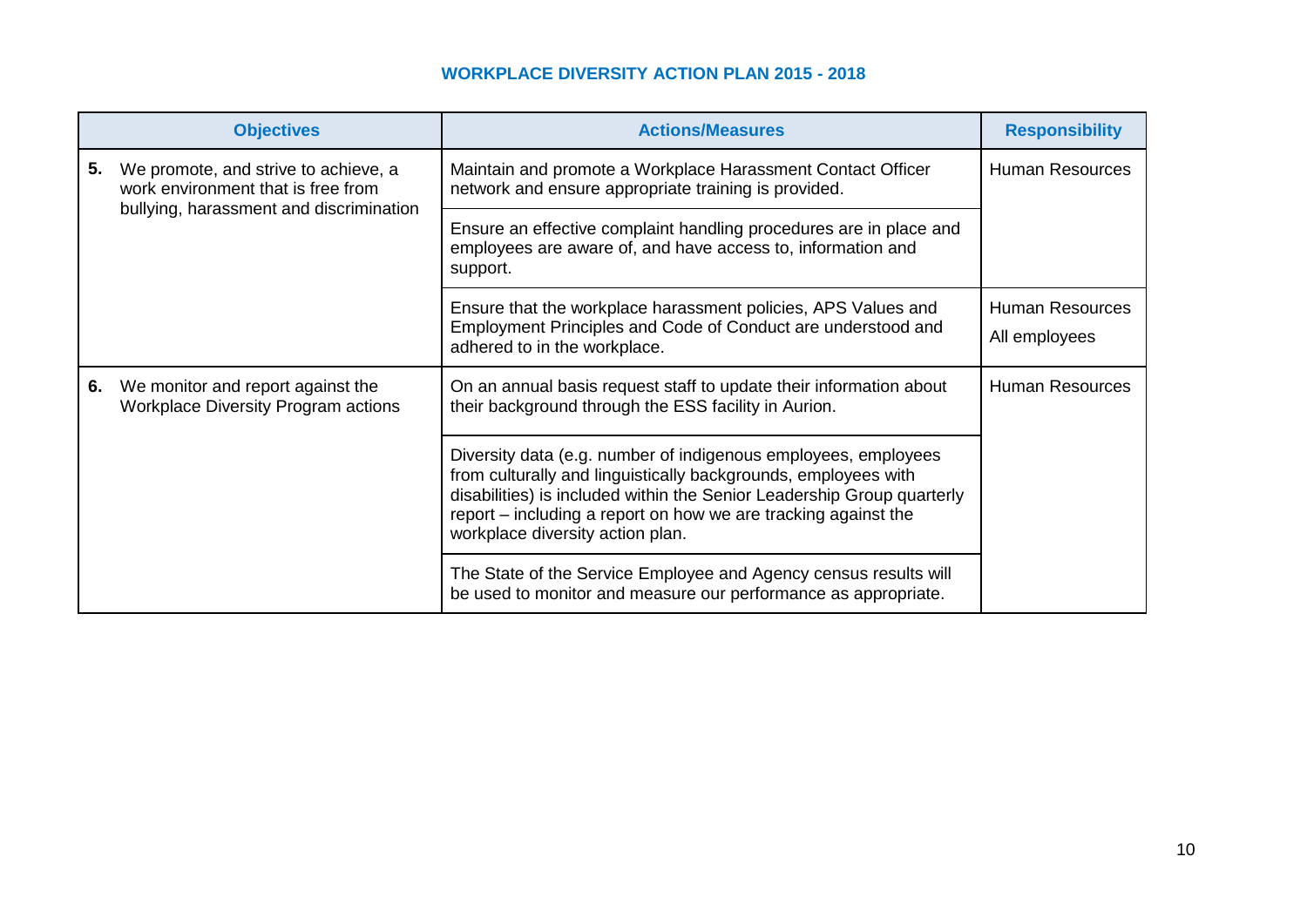# WORKPLACE DIVERSITY ACTION PLAN 2015 - 2018

| Objectives | Actions/Measures | Responsibility |
| --- | --- | --- |
| **5.** We promote, and strive to achieve, a work environment that is free from bullying, harassment and discrimination | Maintain and promote a Workplace Harassment Contact Officer network and ensure appropriate training is provided. | Human Resources |
| | Ensure an effective complaint handling procedures are in place and employees are aware of, and have access to, information and support. | |
| | Ensure that the workplace harassment policies, APS Values and Employment Principles and Code of Conduct are understood and adhered to in the workplace. | Human Resources<br>All employees |
| **6.** We monitor and report against the Workplace Diversity Program actions | On an annual basis request staff to update their information about their background through the ESS facility in Aurion. | Human Resources |
| | Diversity data (e.g. number of indigenous employees, employees from culturally and linguistically backgrounds, employees with disabilities) is included within the Senior Leadership Group quarterly report – including a report on how we are tracking against the workplace diversity action plan. | |
| | The State of the Service Employee and Agency census results will be used to monitor and measure our performance as appropriate. | |